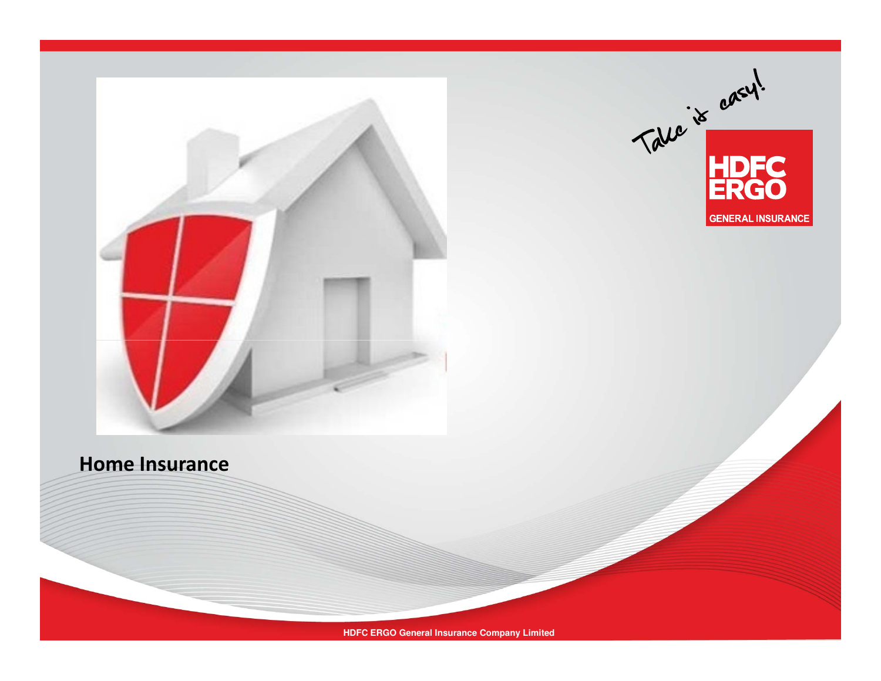Take it easy!

HDFC ERGO

GENERAL INSURANCE

# Home Insurance

HDFC ERGO General Insurance Company Limited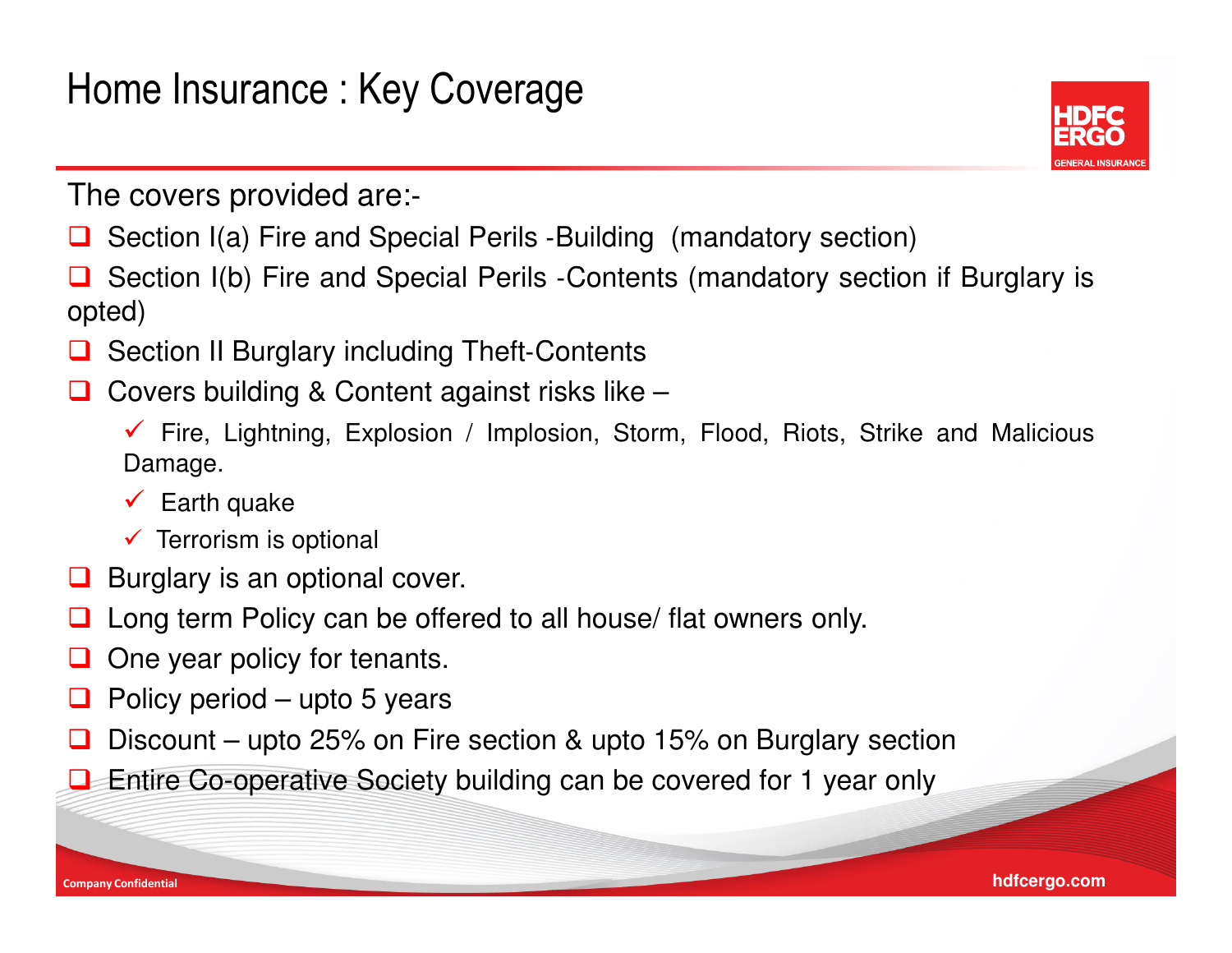# Home Insurance : Key Coverage

The covers provided are:-

- Section I(a) Fire and Special Perils -Building (mandatory section)
- Section I(b) Fire and Special Perils -Contents (mandatory section if Burglary is opted)
- Section II Burglary including Theft-Contents
- Covers building & Content against risks like –
  - ✓ Fire, Lightning, Explosion / Implosion, Storm, Flood, Riots, Strike and Malicious Damage.
  - ✓ Earth quake
  - ✓ Terrorism is optional
- Burglary is an optional cover.
- Long term Policy can be offered to all house/ flat owners only.
- One year policy for tenants.
- Policy period – upto 5 years
- Discount – upto 25% on Fire section & upto 15% on Burglary section
- Entire Co-operative Society building can be covered for 1 year only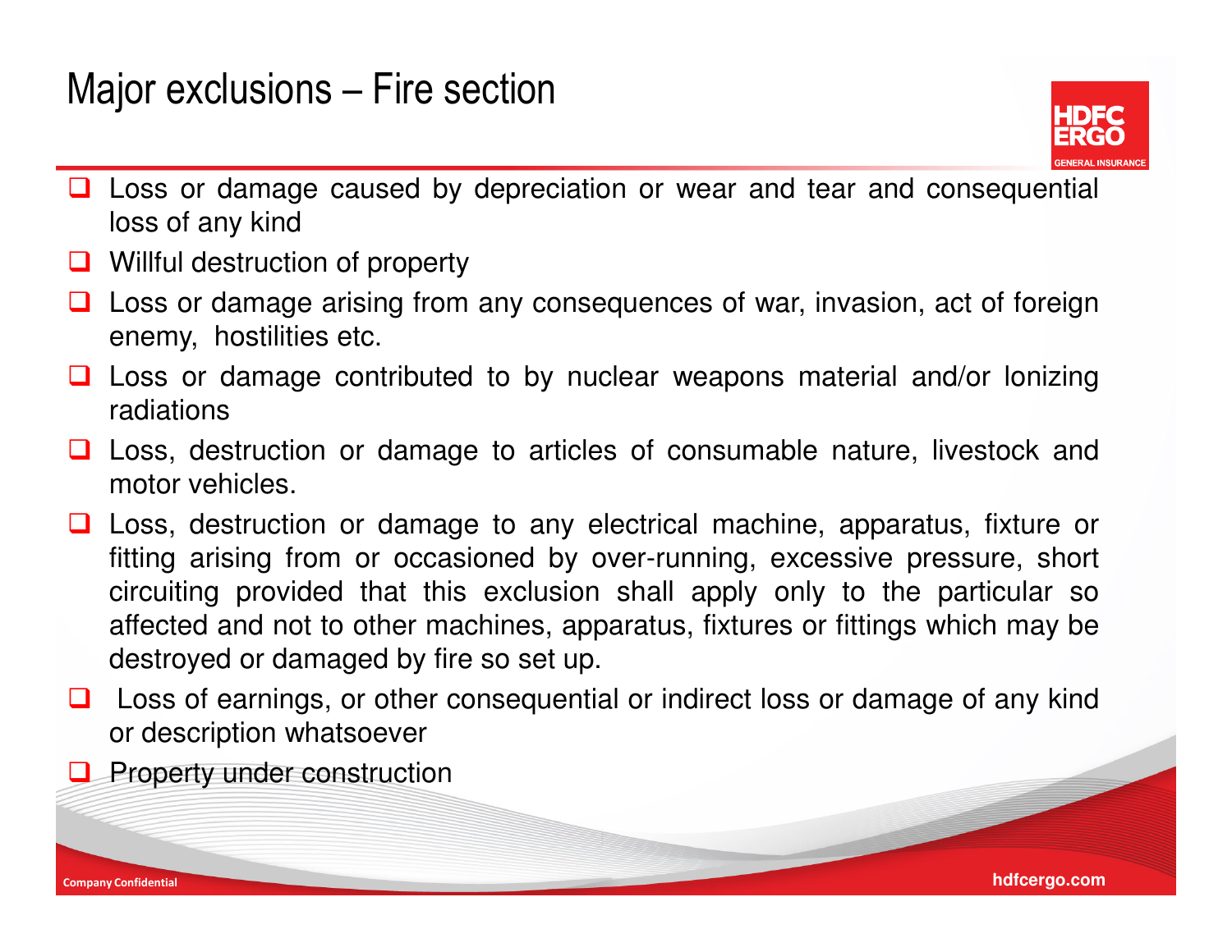# Major exclusions – Fire section

- Loss or damage caused by depreciation or wear and tear and consequential loss of any kind
- Willful destruction of property
- Loss or damage arising from any consequences of war, invasion, act of foreign enemy, hostilities etc.
- Loss or damage contributed to by nuclear weapons material and/or lonizing radiations
- Loss, destruction or damage to articles of consumable nature, livestock and motor vehicles.
- Loss, destruction or damage to any electrical machine, apparatus, fixture or fitting arising from or occasioned by over-running, excessive pressure, short circuiting provided that this exclusion shall apply only to the particular so affected and not to other machines, apparatus, fixtures or fittings which may be destroyed or damaged by fire so set up.
- Loss of earnings, or other consequential or indirect loss or damage of any kind or description whatsoever
- Property under construction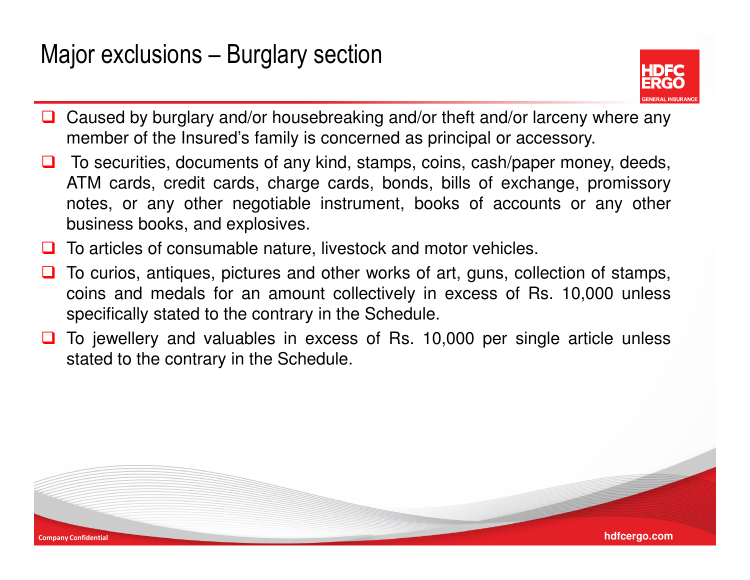# Major exclusions – Burglary section

- Caused by burglary and/or housebreaking and/or theft and/or larceny where any member of the Insured's family is concerned as principal or accessory.
- To securities, documents of any kind, stamps, coins, cash/paper money, deeds, ATM cards, credit cards, charge cards, bonds, bills of exchange, promissory notes, or any other negotiable instrument, books of accounts or any other business books, and explosives.
- To articles of consumable nature, livestock and motor vehicles.
- To curios, antiques, pictures and other works of art, guns, collection of stamps, coins and medals for an amount collectively in excess of Rs. 10,000 unless specifically stated to the contrary in the Schedule.
- To jewellery and valuables in excess of Rs. 10,000 per single article unless stated to the contrary in the Schedule.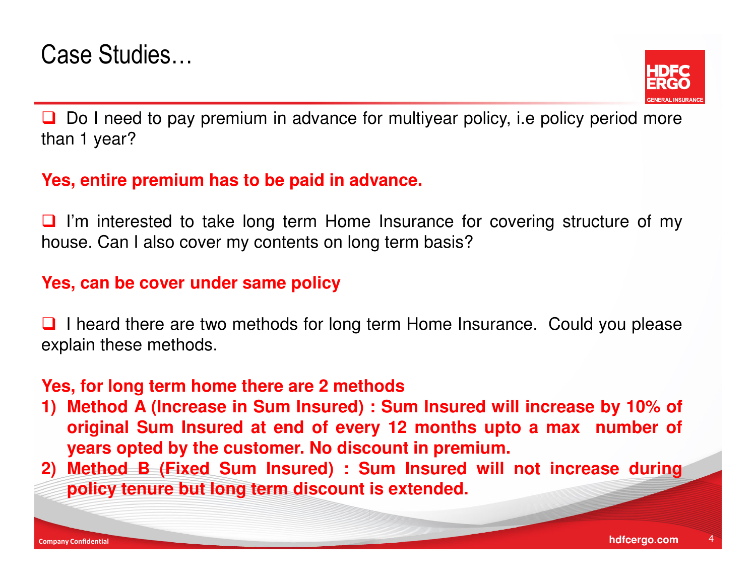# Case Studies…

- Do I need to pay premium in advance for multiyear policy, i.e policy period more than 1 year?

**Yes, entire premium has to be paid in advance.**

- I'm interested to take long term Home Insurance for covering structure of my house. Can I also cover my contents on long term basis?

**Yes, can be cover under same policy**

- I heard there are two methods for long term Home Insurance. Could you please explain these methods.

**Yes, for long term home there are 2 methods**

1) **Method A (Increase in Sum Insured) : Sum Insured will increase by 10% of original Sum Insured at end of every 12 months upto a max number of years opted by the customer. No discount in premium.**
2) **Method B (Fixed Sum Insured) : Sum Insured will not increase during policy tenure but long term discount is extended.**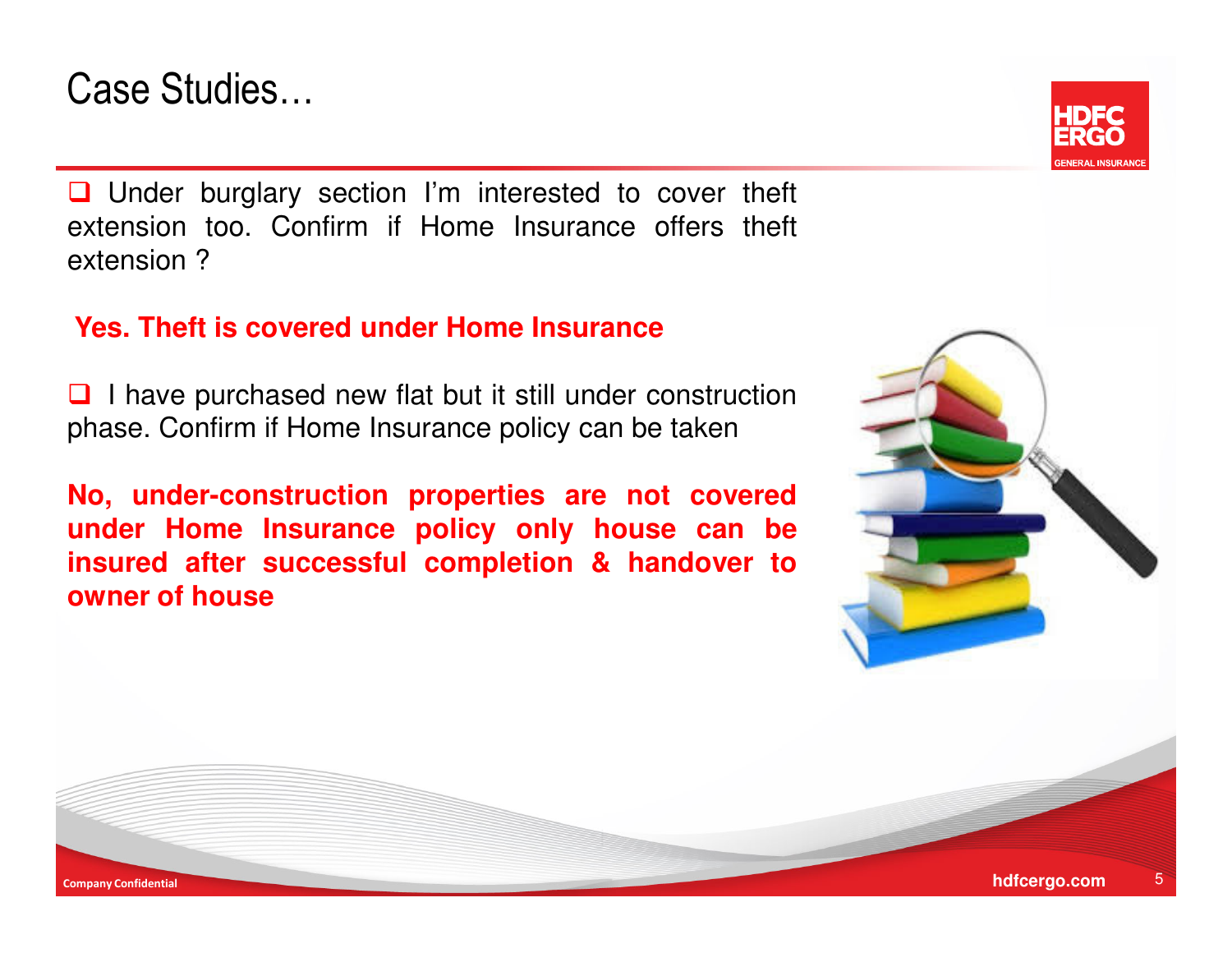# Case Studies…

- Under burglary section I'm interested to cover theft extension too. Confirm if Home Insurance offers theft extension ?

**Yes. Theft is covered under Home Insurance**

- I have purchased new flat but it still under construction phase. Confirm if Home Insurance policy can be taken

**No, under-construction properties are not covered under Home Insurance policy only house can be insured after successful completion & handover to owner of house**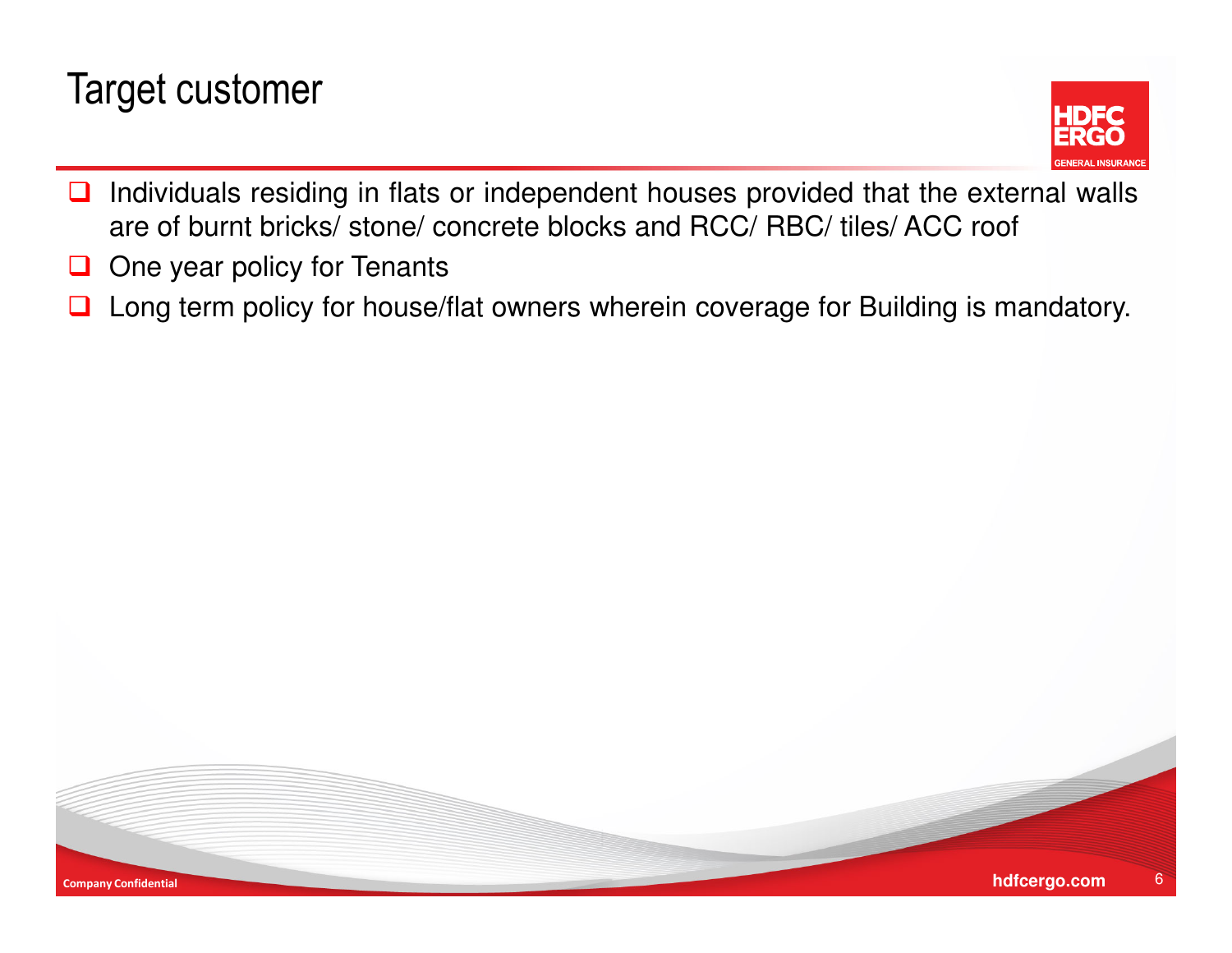# Target customer

- Individuals residing in flats or independent houses provided that the external walls are of burnt bricks/ stone/ concrete blocks and RCC/ RBC/ tiles/ ACC roof
- One year policy for Tenants
- Long term policy for house/flat owners wherein coverage for Building is mandatory.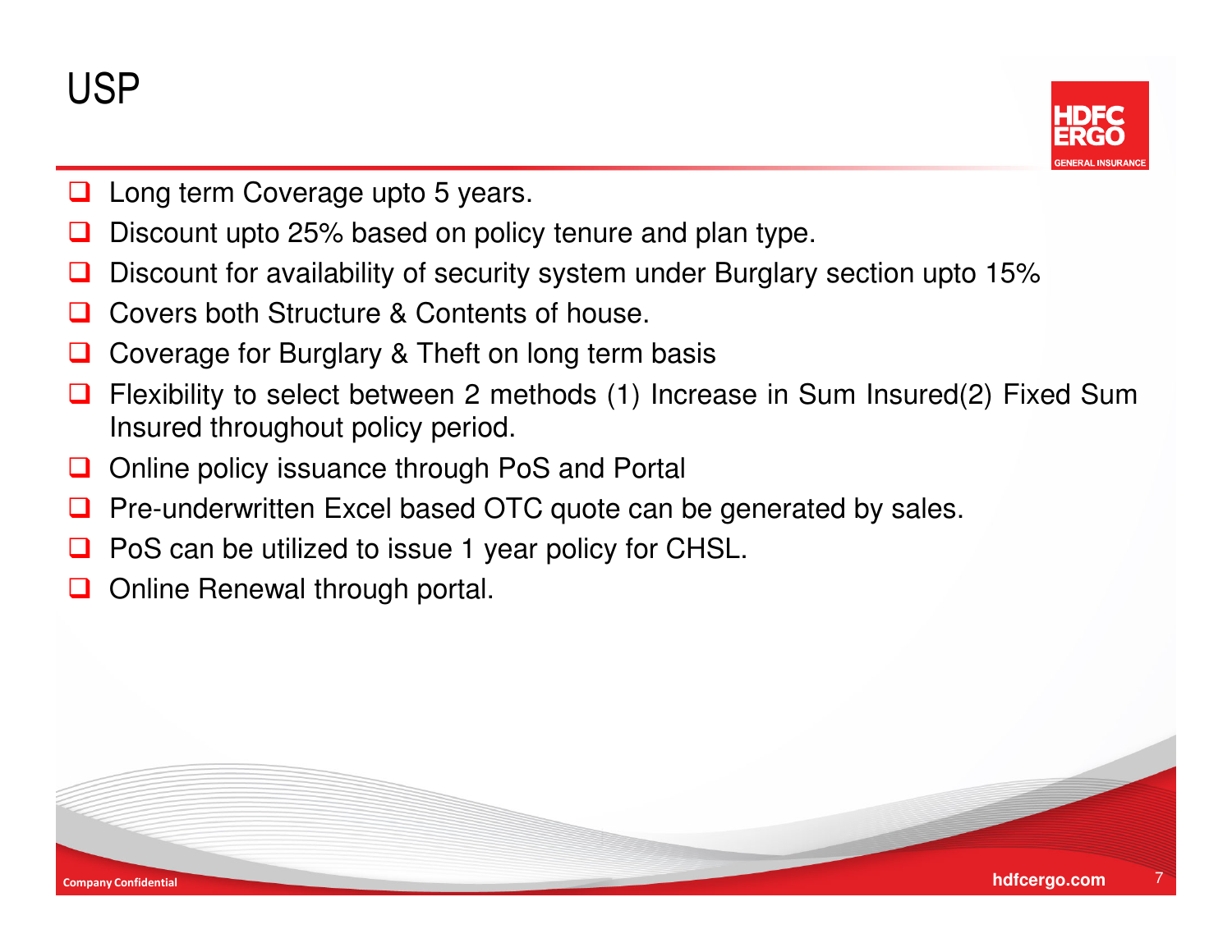# USP

- Long term Coverage upto 5 years.
- Discount upto 25% based on policy tenure and plan type.
- Discount for availability of security system under Burglary section upto 15%
- Covers both Structure & Contents of house.
- Coverage for Burglary & Theft on long term basis
- Flexibility to select between 2 methods (1) Increase in Sum Insured(2) Fixed Sum Insured throughout policy period.
- Online policy issuance through PoS and Portal
- Pre-underwritten Excel based OTC quote can be generated by sales.
- PoS can be utilized to issue 1 year policy for CHSL.
- Online Renewal through portal.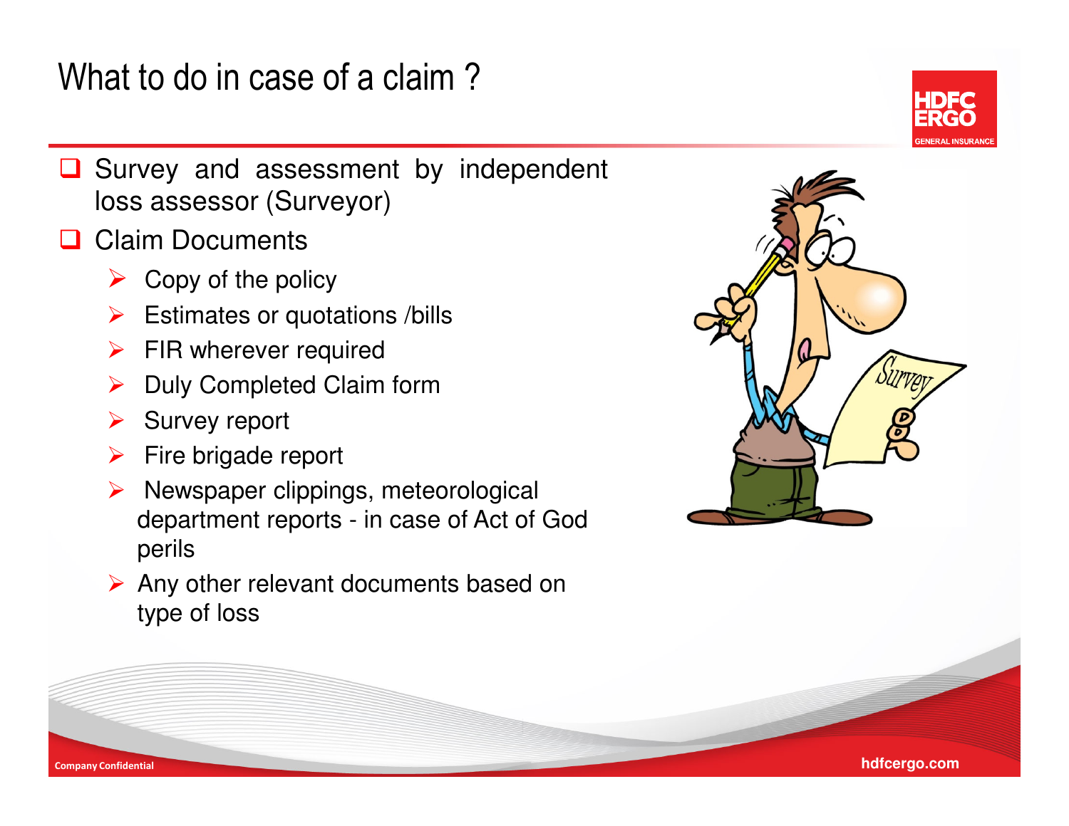# What to do in case of a claim ?

- Survey and assessment by independent loss assessor (Surveyor)
- Claim Documents
  - Copy of the policy
  - Estimates or quotations /bills
  - FIR wherever required
  - Duly Completed Claim form
  - Survey report
  - Fire brigade report
  - Newspaper clippings, meteorological department reports - in case of Act of God perils
  - Any other relevant documents based on type of loss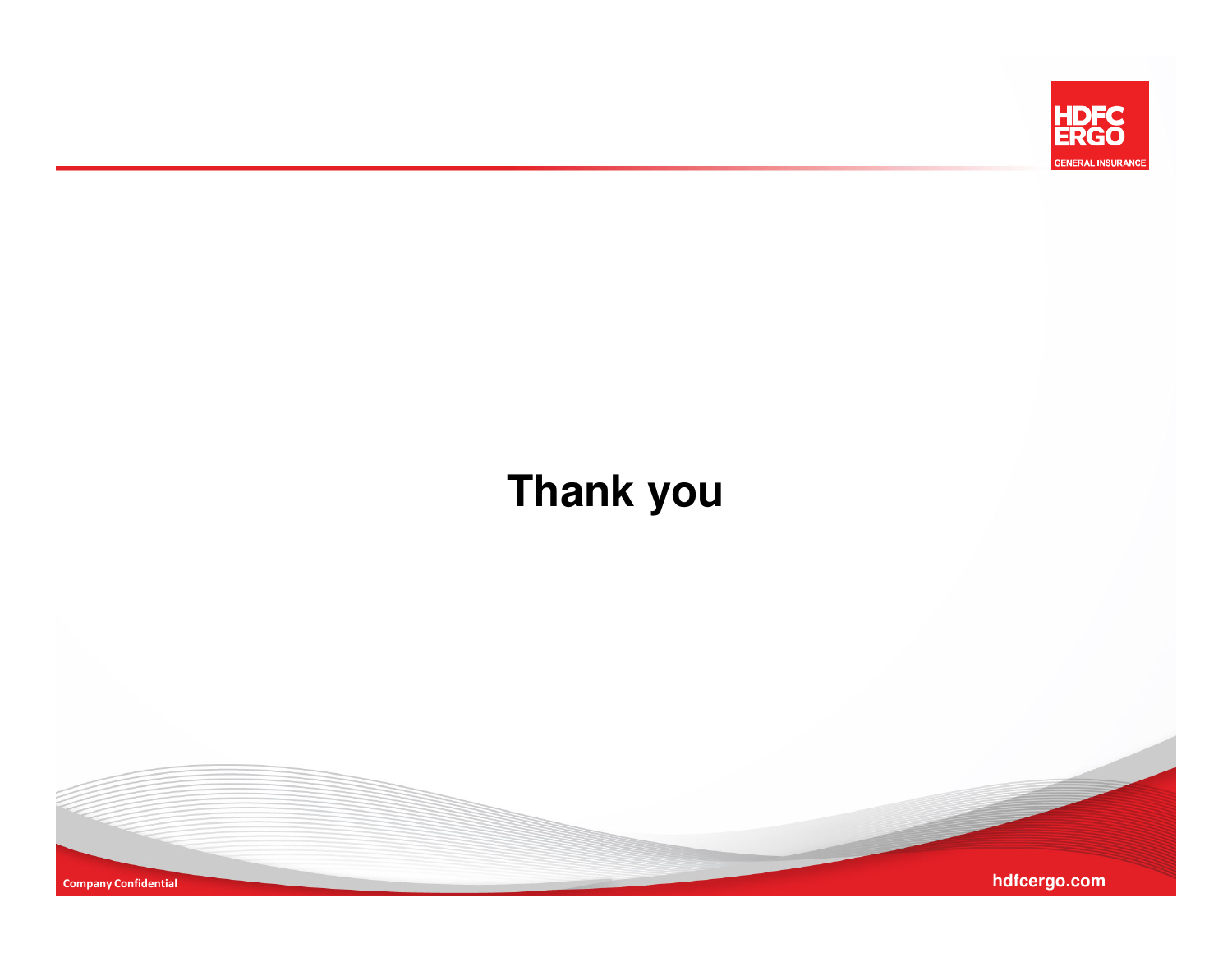# Thank you